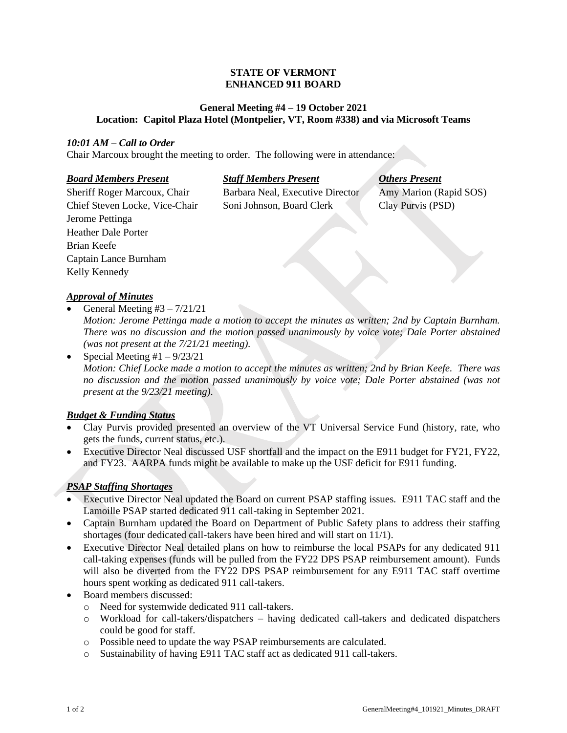**STATE OF VERMONT**
**ENHANCED 911 BOARD**

**General Meeting #4 – 19 October 2021**
**Location: Capitol Plaza Hotel (Montpelier, VT, Room #338) and via Microsoft Teams**

***10:01 AM – Call to Order***

Chair Marcoux brought the meeting to order. The following were in attendance:

| ***Board Members Present*** | ***Staff Members Present*** | ***Others Present*** |
|---|---|---|
| Sheriff Roger Marcoux, Chair | Barbara Neal, Executive Director | Amy Marion (Rapid SOS) |
| Chief Steven Locke, Vice-Chair | Soni Johnson, Board Clerk | Clay Purvis (PSD) |
| Jerome Pettinga | | |
| Heather Dale Porter | | |
| Brian Keefe | | |
| Captain Lance Burnham | | |
| Kelly Kennedy | | |

***Approval of Minutes***

- General Meeting #3 – 7/21/21
  *Motion: Jerome Pettinga made a motion to accept the minutes as written; 2nd by Captain Burnham. There was no discussion and the motion passed unanimously by voice vote; Dale Porter abstained (was not present at the 7/21/21 meeting).*
- Special Meeting #1 – 9/23/21
  *Motion: Chief Locke made a motion to accept the minutes as written; 2nd by Brian Keefe. There was no discussion and the motion passed unanimously by voice vote; Dale Porter abstained (was not present at the 9/23/21 meeting).*

***Budget & Funding Status***

- Clay Purvis provided presented an overview of the VT Universal Service Fund (history, rate, who gets the funds, current status, etc.).
- Executive Director Neal discussed USF shortfall and the impact on the E911 budget for FY21, FY22, and FY23. AARPA funds might be available to make up the USF deficit for E911 funding.

***PSAP Staffing Shortages***

- Executive Director Neal updated the Board on current PSAP staffing issues. E911 TAC staff and the Lamoille PSAP started dedicated 911 call-taking in September 2021.
- Captain Burnham updated the Board on Department of Public Safety plans to address their staffing shortages (four dedicated call-takers have been hired and will start on 11/1).
- Executive Director Neal detailed plans on how to reimburse the local PSAPs for any dedicated 911 call-taking expenses (funds will be pulled from the FY22 DPS PSAP reimbursement amount). Funds will also be diverted from the FY22 DPS PSAP reimbursement for any E911 TAC staff overtime hours spent working as dedicated 911 call-takers.
- Board members discussed:
  - Need for systemwide dedicated 911 call-takers.
  - Workload for call-takers/dispatchers – having dedicated call-takers and dedicated dispatchers could be good for staff.
  - Possible need to update the way PSAP reimbursements are calculated.
  - Sustainability of having E911 TAC staff act as dedicated 911 call-takers.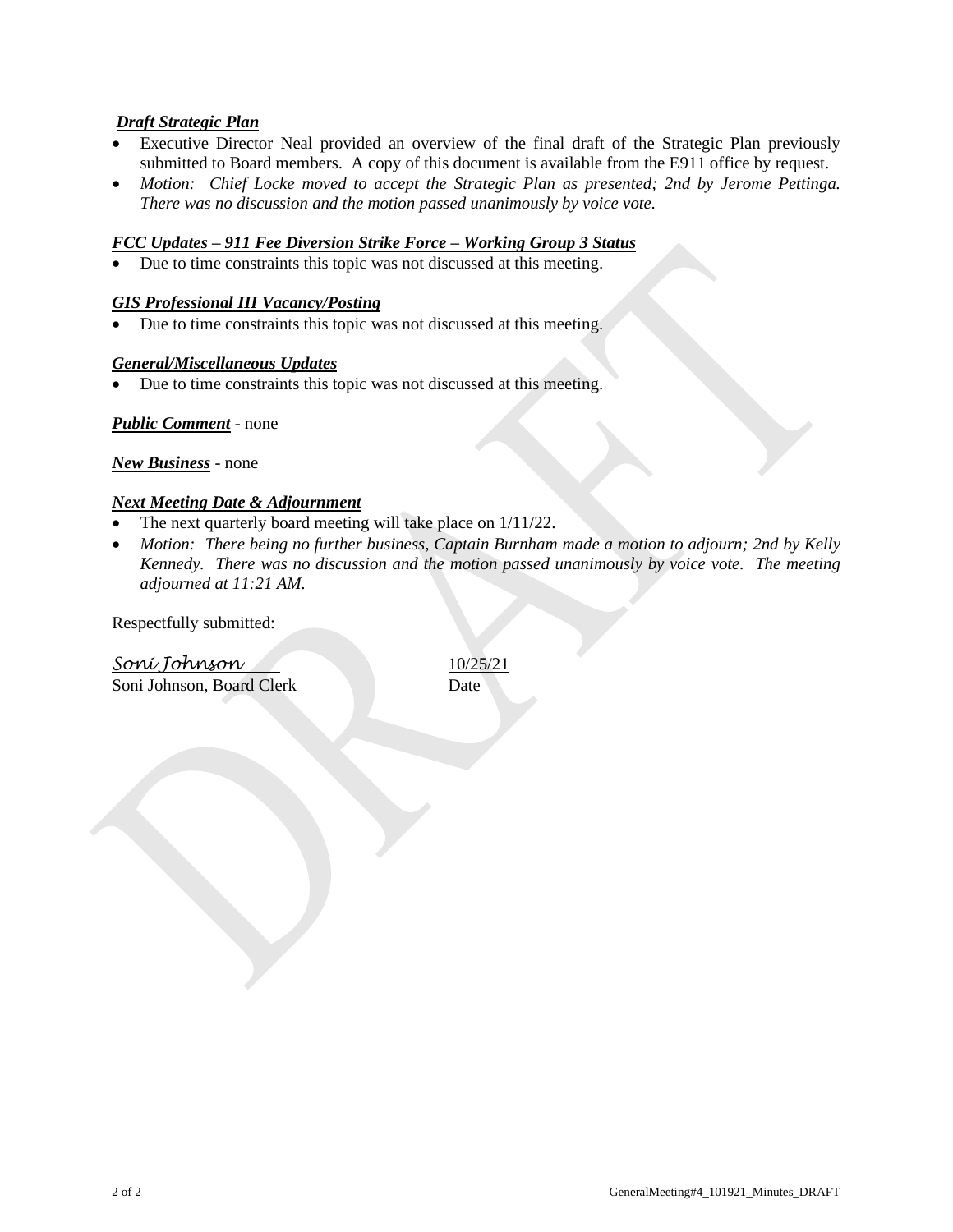***Draft Strategic Plan***

- Executive Director Neal provided an overview of the final draft of the Strategic Plan previously submitted to Board members. A copy of this document is available from the E911 office by request.
- *Motion: Chief Locke moved to accept the Strategic Plan as presented; 2nd by Jerome Pettinga. There was no discussion and the motion passed unanimously by voice vote.*

***FCC Updates – 911 Fee Diversion Strike Force – Working Group 3 Status***

- Due to time constraints this topic was not discussed at this meeting.

***GIS Professional III Vacancy/Posting***

- Due to time constraints this topic was not discussed at this meeting.

***General/Miscellaneous Updates***

- Due to time constraints this topic was not discussed at this meeting.

***Public Comment*** - none

***New Business*** - none

***Next Meeting Date & Adjournment***

- The next quarterly board meeting will take place on 1/11/22.
- *Motion: There being no further business, Captain Burnham made a motion to adjourn; 2nd by Kelly Kennedy. There was no discussion and the motion passed unanimously by voice vote. The meeting adjourned at 11:21 AM.*

Respectfully submitted:

*Soni Johnson* 10/25/21

Soni Johnson, Board Clerk Date